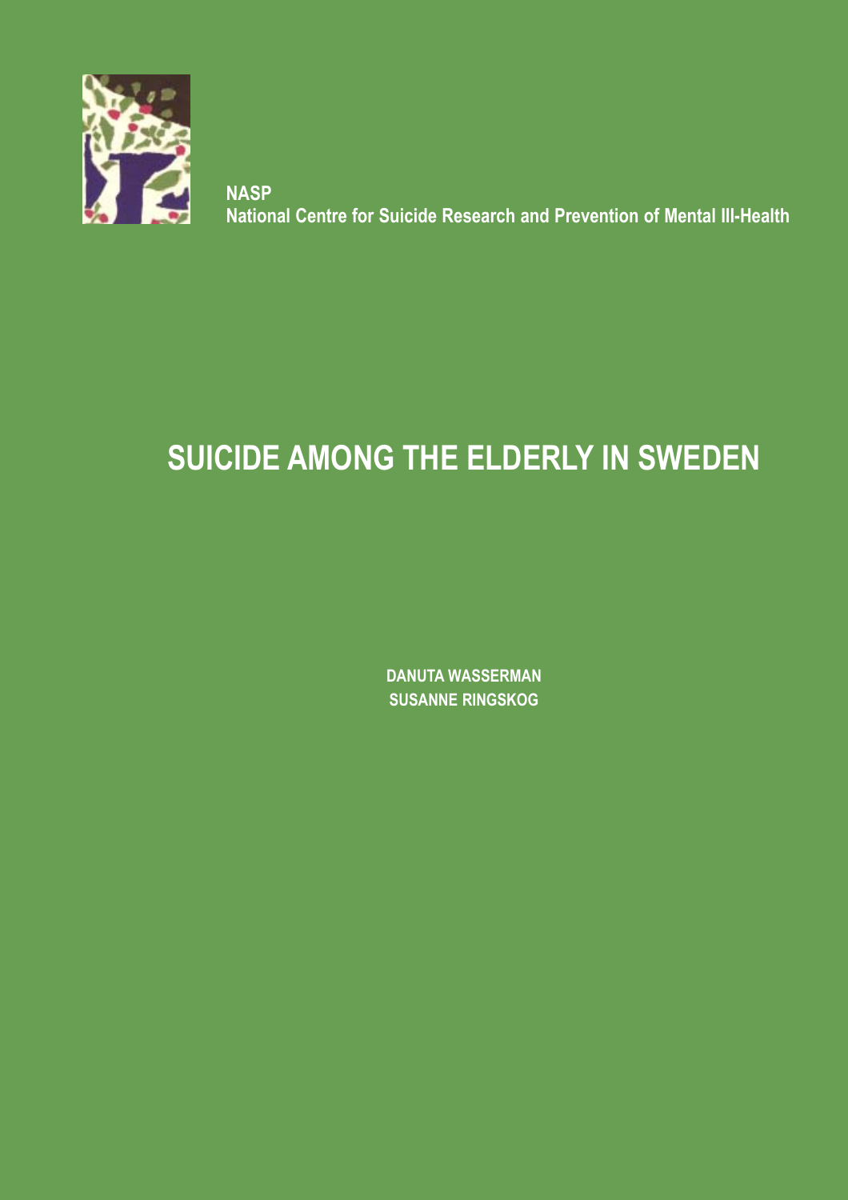**NASP**
**National Centre for Suicide Research and Prevention of Mental Ill-Health**

# SUICIDE AMONG THE ELDERLY IN SWEDEN

**DANUTA WASSERMAN**
**SUSANNE RINGSKOG**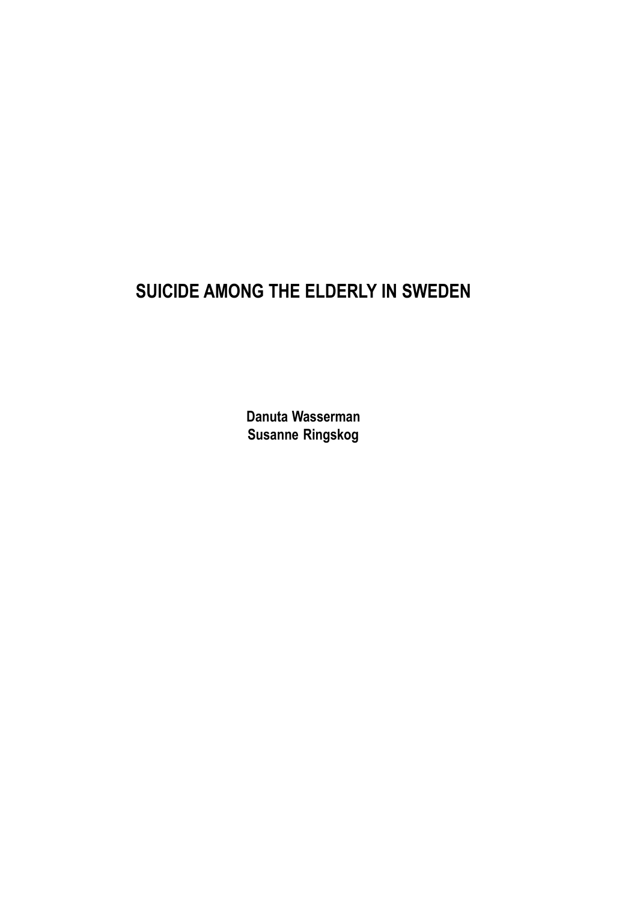# SUICIDE AMONG THE ELDERLY IN SWEDEN

**Danuta Wasserman**
**Susanne Ringskog**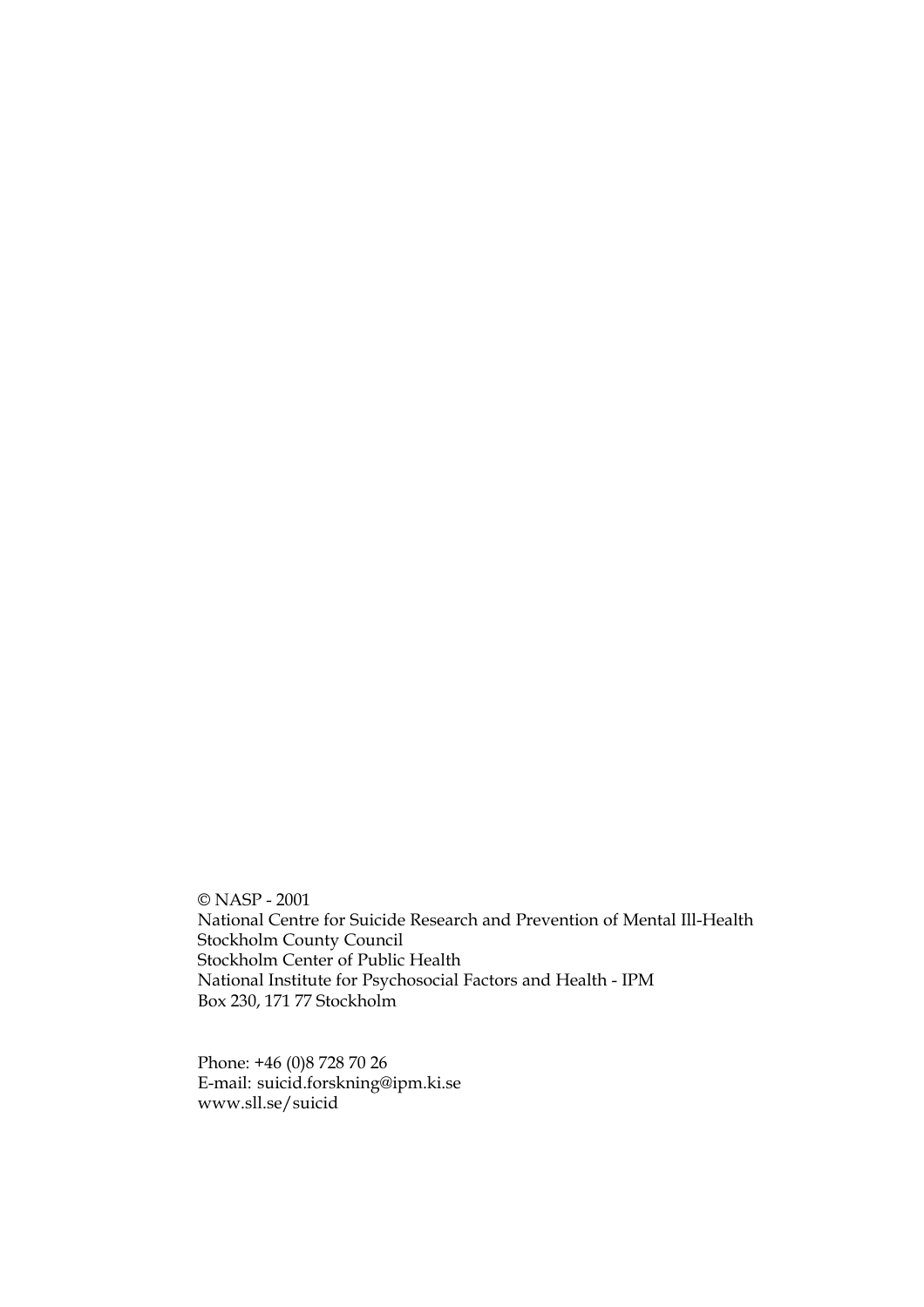© NASP - 2001
National Centre for Suicide Research and Prevention of Mental Ill-Health
Stockholm County Council
Stockholm Center of Public Health
National Institute for Psychosocial Factors and Health - IPM
Box 230, 171 77 Stockholm

Phone: +46 (0)8 728 70 26
E-mail: suicid.forskning@ipm.ki.se
www.sll.se/suicid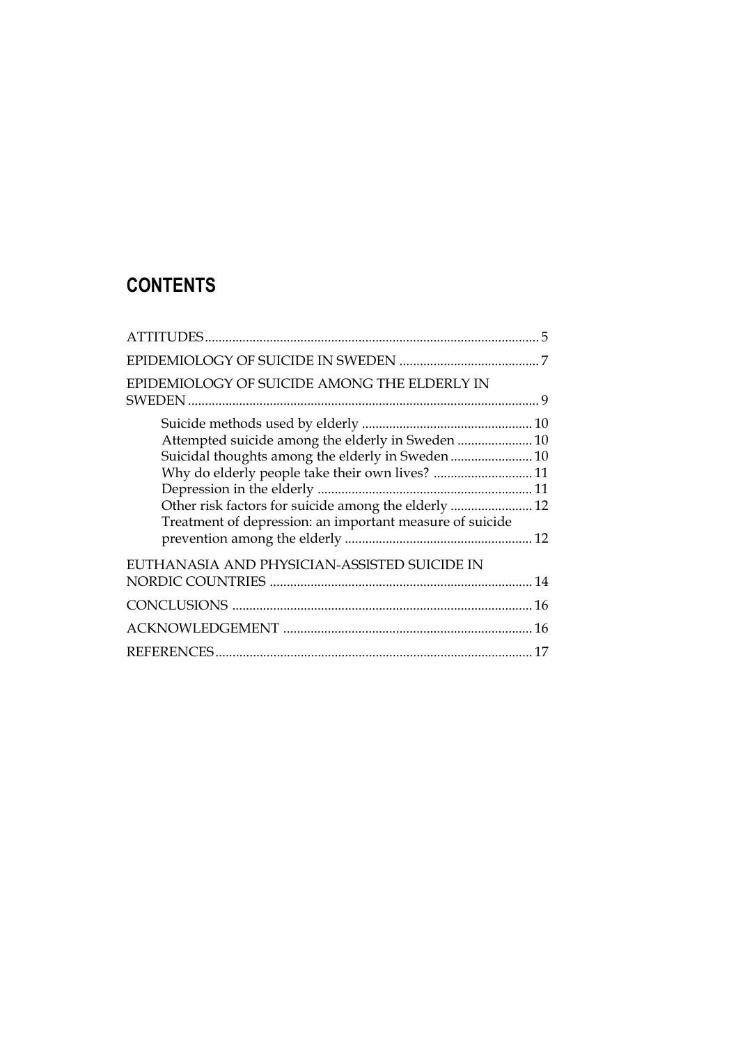## CONTENTS

ATTITUDES ................................................................................................ 5

EPIDEMIOLOGY OF SUICIDE IN SWEDEN ......................................... 7

EPIDEMIOLOGY OF SUICIDE AMONG THE ELDERLY IN SWEDEN ...................................................................................................... 9

- Suicide methods used by elderly ................................................. 10
- Attempted suicide among the elderly in Sweden ...................... 10
- Suicidal thoughts among the elderly in Sweden ........................ 10
- Why do elderly people take their own lives? ............................. 11
- Depression in the elderly ............................................................... 11
- Other risk factors for suicide among the elderly ........................ 12
- Treatment of depression: an important measure of suicide prevention among the elderly ...................................................... 12

EUTHANASIA AND PHYSICIAN-ASSISTED SUICIDE IN NORDIC COUNTRIES ............................................................................. 14

CONCLUSIONS ....................................................................................... 16

ACKNOWLEDGEMENT ......................................................................... 16

REFERENCES ............................................................................................ 17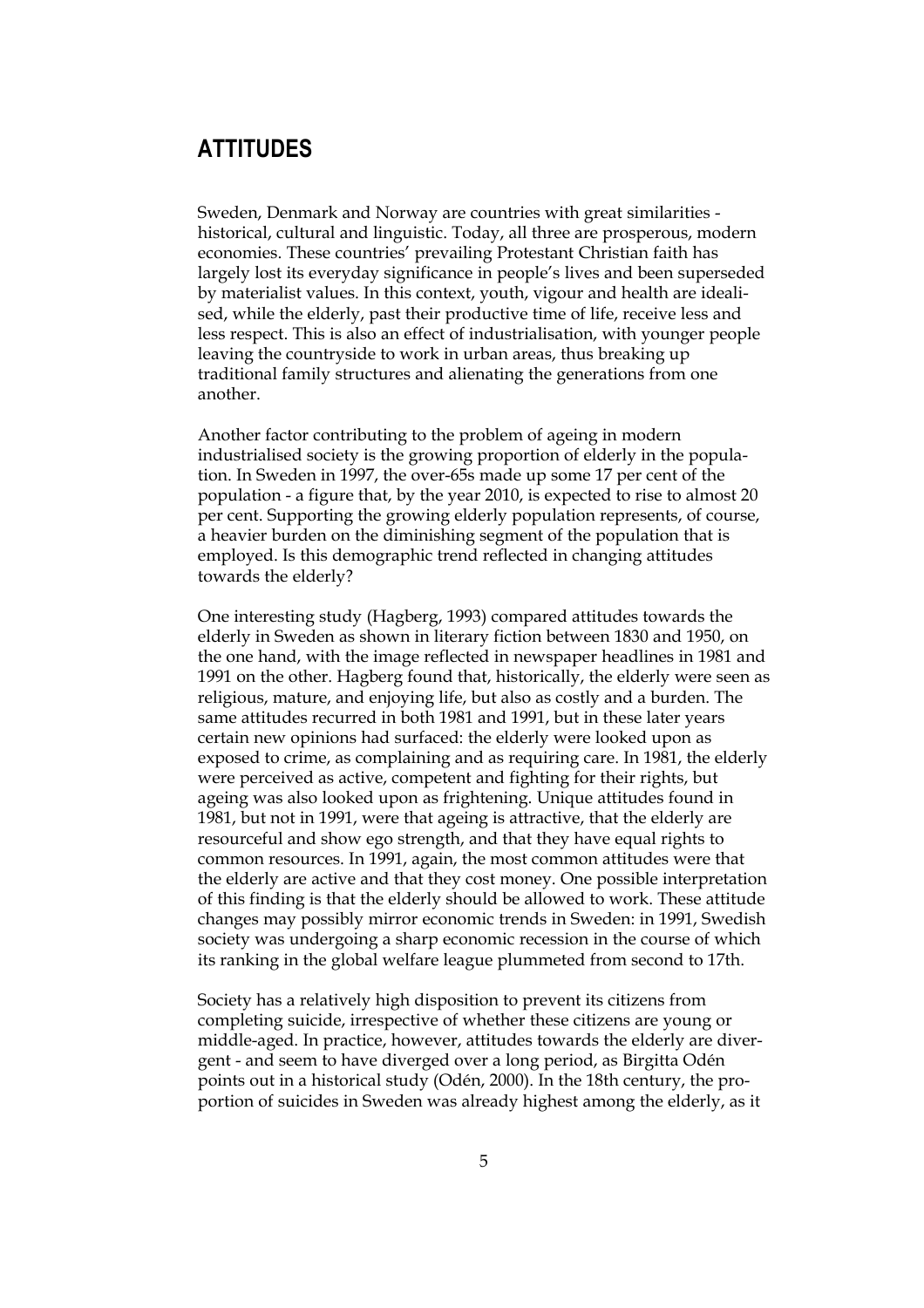# ATTITUDES

Sweden, Denmark and Norway are countries with great similarities - historical, cultural and linguistic. Today, all three are prosperous, modern economies. These countries' prevailing Protestant Christian faith has largely lost its everyday significance in people's lives and been superseded by materialist values. In this context, youth, vigour and health are idealised, while the elderly, past their productive time of life, receive less and less respect. This is also an effect of industrialisation, with younger people leaving the countryside to work in urban areas, thus breaking up traditional family structures and alienating the generations from one another.

Another factor contributing to the problem of ageing in modern industrialised society is the growing proportion of elderly in the population. In Sweden in 1997, the over-65s made up some 17 per cent of the population - a figure that, by the year 2010, is expected to rise to almost 20 per cent. Supporting the growing elderly population represents, of course, a heavier burden on the diminishing segment of the population that is employed. Is this demographic trend reflected in changing attitudes towards the elderly?

One interesting study (Hagberg, 1993) compared attitudes towards the elderly in Sweden as shown in literary fiction between 1830 and 1950, on the one hand, with the image reflected in newspaper headlines in 1981 and 1991 on the other. Hagberg found that, historically, the elderly were seen as religious, mature, and enjoying life, but also as costly and a burden. The same attitudes recurred in both 1981 and 1991, but in these later years certain new opinions had surfaced: the elderly were looked upon as exposed to crime, as complaining and as requiring care. In 1981, the elderly were perceived as active, competent and fighting for their rights, but ageing was also looked upon as frightening. Unique attitudes found in 1981, but not in 1991, were that ageing is attractive, that the elderly are resourceful and show ego strength, and that they have equal rights to common resources. In 1991, again, the most common attitudes were that the elderly are active and that they cost money. One possible interpretation of this finding is that the elderly should be allowed to work. These attitude changes may possibly mirror economic trends in Sweden: in 1991, Swedish society was undergoing a sharp economic recession in the course of which its ranking in the global welfare league plummeted from second to 17th.

Society has a relatively high disposition to prevent its citizens from completing suicide, irrespective of whether these citizens are young or middle-aged. In practice, however, attitudes towards the elderly are divergent - and seem to have diverged over a long period, as Birgitta Odén points out in a historical study (Odén, 2000). In the 18th century, the proportion of suicides in Sweden was already highest among the elderly, as it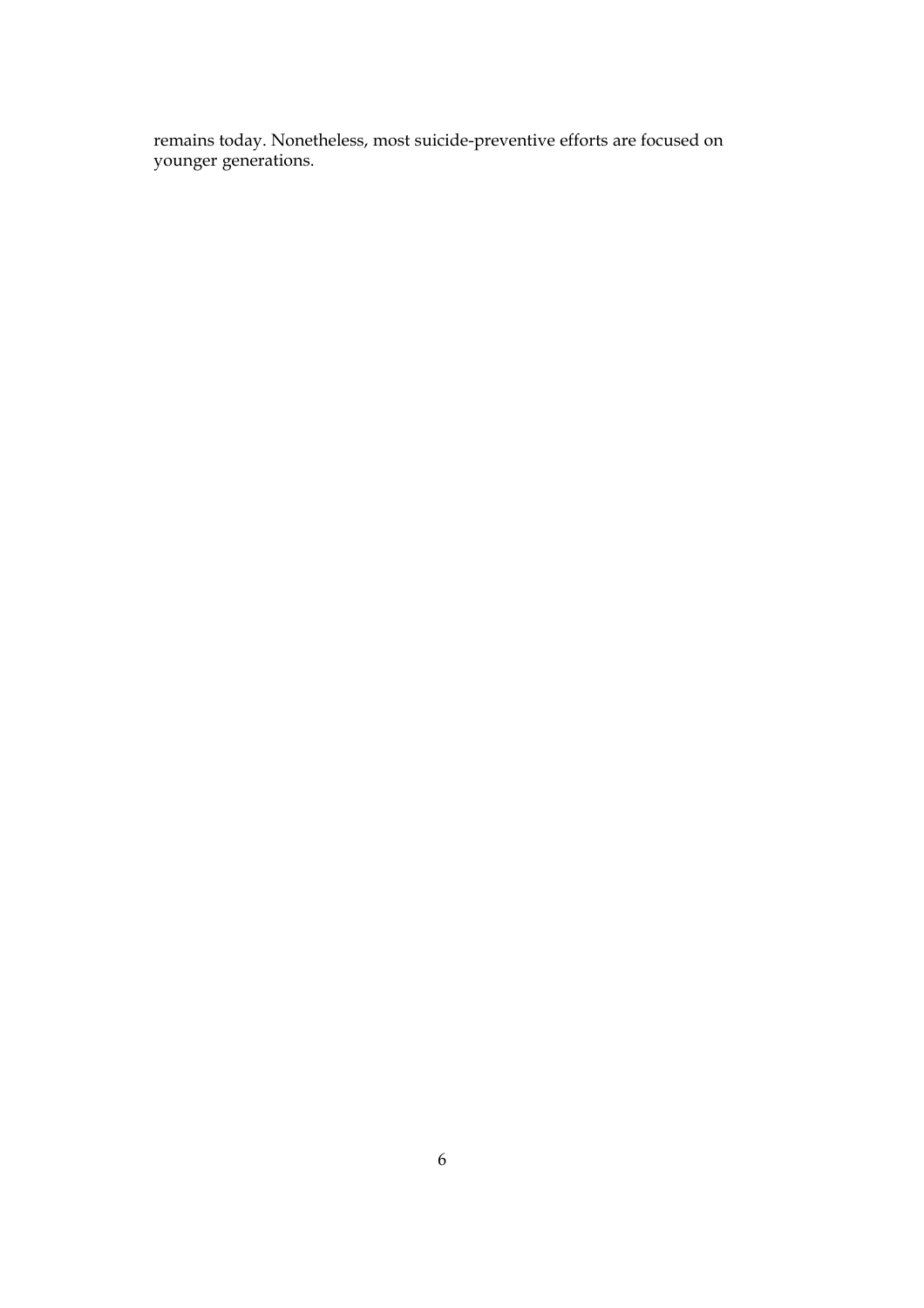remains today. Nonetheless, most suicide-preventive efforts are focused on younger generations.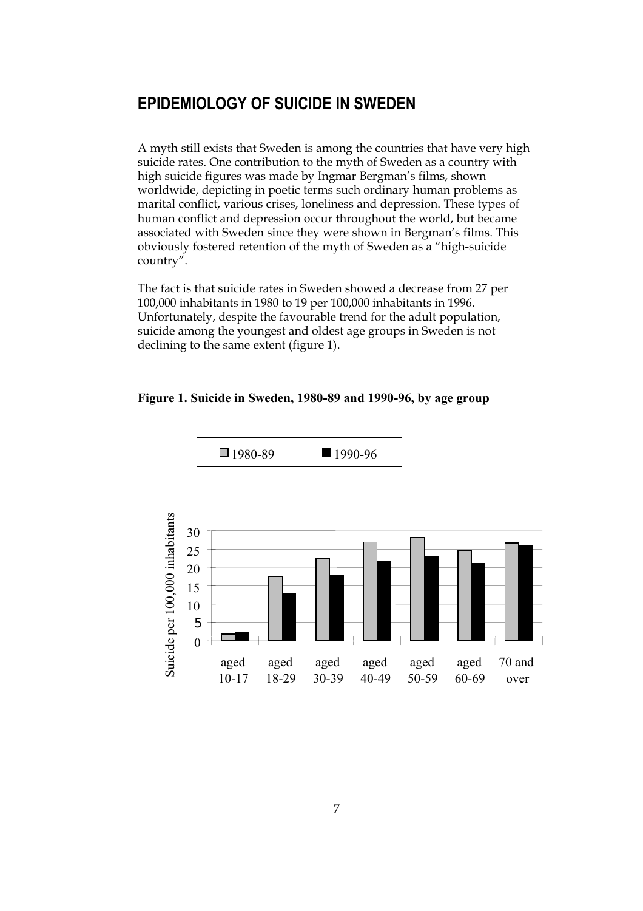## EPIDEMIOLOGY OF SUICIDE IN SWEDEN

A myth still exists that Sweden is among the countries that have very high suicide rates. One contribution to the myth of Sweden as a country with high suicide figures was made by Ingmar Bergman's films, shown worldwide, depicting in poetic terms such ordinary human problems as marital conflict, various crises, loneliness and depression. These types of human conflict and depression occur throughout the world, but became associated with Sweden since they were shown in Bergman's films. This obviously fostered retention of the myth of Sweden as a "high-suicide country".

The fact is that suicide rates in Sweden showed a decrease from 27 per 100,000 inhabitants in 1980 to 19 per 100,000 inhabitants in 1996. Unfortunately, despite the favourable trend for the adult population, suicide among the youngest and oldest age groups in Sweden is not declining to the same extent (figure 1).

**Figure 1. Suicide in Sweden, 1980-89 and 1990-96, by age group**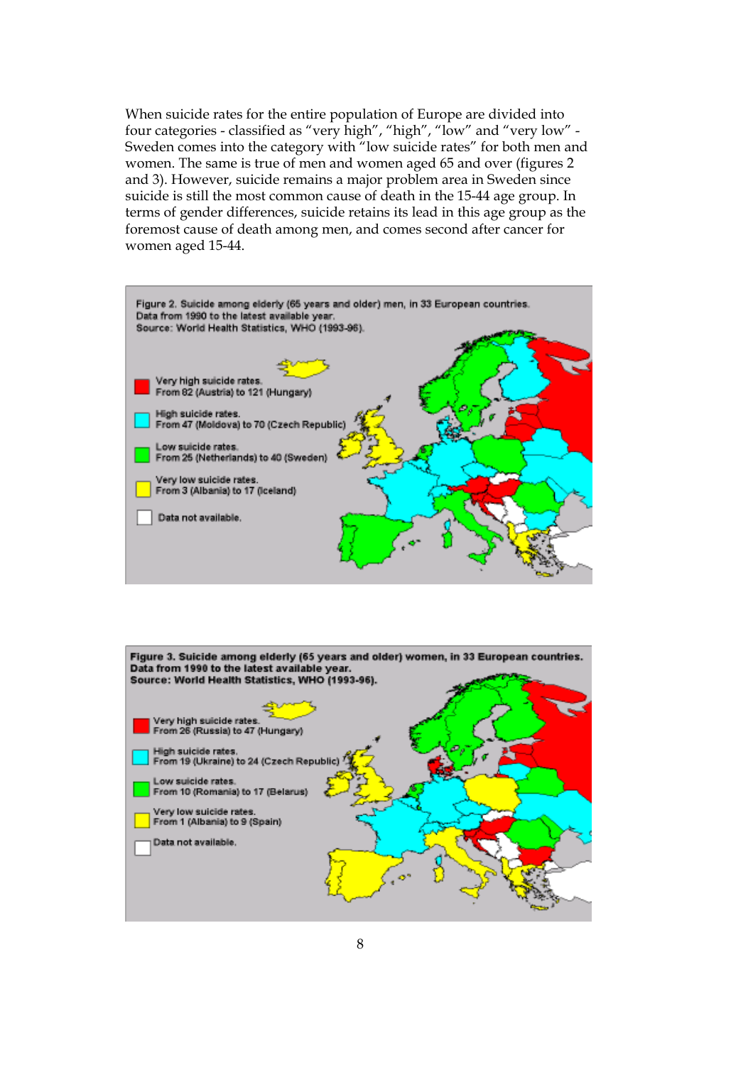When suicide rates for the entire population of Europe are divided into four categories - classified as "very high", "high", "low" and "very low" - Sweden comes into the category with "low suicide rates" for both men and women. The same is true of men and women aged 65 and over (figures 2 and 3). However, suicide remains a major problem area in Sweden since suicide is still the most common cause of death in the 15-44 age group. In terms of gender differences, suicide retains its lead in this age group as the foremost cause of death among men, and comes second after cancer for women aged 15-44.

Figure 2. Suicide among elderly (65 years and older) men, in 33 European countries. Data from 1990 to the latest available year. Source: World Health Statistics, WHO (1993-96).

- Very high suicide rates. From 82 (Austria) to 121 (Hungary)
- High suicide rates. From 47 (Moldova) to 70 (Czech Republic)
- Low suicide rates. From 25 (Netherlands) to 40 (Sweden)
- Very low suicide rates. From 3 (Albania) to 17 (Iceland)
- Data not available.

Figure 3. Suicide among elderly (65 years and older) women, in 33 European countries. Data from 1990 to the latest available year. Source: World Health Statistics, WHO (1993-96).

- Very high suicide rates. From 26 (Russia) to 47 (Hungary)
- High suicide rates. From 19 (Ukraine) to 24 (Czech Republic)
- Low suicide rates. From 10 (Romania) to 17 (Belarus)
- Very low suicide rates. From 1 (Albania) to 9 (Spain)
- Data not available.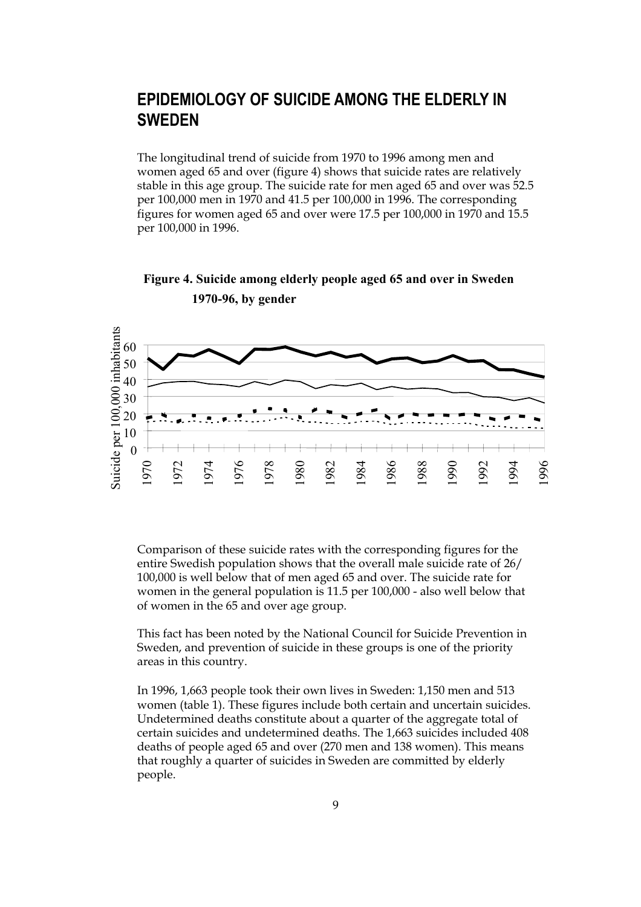# EPIDEMIOLOGY OF SUICIDE AMONG THE ELDERLY IN SWEDEN

The longitudinal trend of suicide from 1970 to 1996 among men and women aged 65 and over (figure 4) shows that suicide rates are relatively stable in this age group. The suicide rate for men aged 65 and over was 52.5 per 100,000 men in 1970 and 41.5 per 100,000 in 1996. The corresponding figures for women aged 65 and over were 17.5 per 100,000 in 1970 and 15.5 per 100,000 in 1996.

**Figure 4. Suicide among elderly people aged 65 and over in Sweden 1970-96, by gender**

Comparison of these suicide rates with the corresponding figures for the entire Swedish population shows that the overall male suicide rate of 26/100,000 is well below that of men aged 65 and over. The suicide rate for women in the general population is 11.5 per 100,000 - also well below that of women in the 65 and over age group.

This fact has been noted by the National Council for Suicide Prevention in Sweden, and prevention of suicide in these groups is one of the priority areas in this country.

In 1996, 1,663 people took their own lives in Sweden: 1,150 men and 513 women (table 1). These figures include both certain and uncertain suicides. Undetermined deaths constitute about a quarter of the aggregate total of certain suicides and undetermined deaths. The 1,663 suicides included 408 deaths of people aged 65 and over (270 men and 138 women). This means that roughly a quarter of suicides in Sweden are committed by elderly people.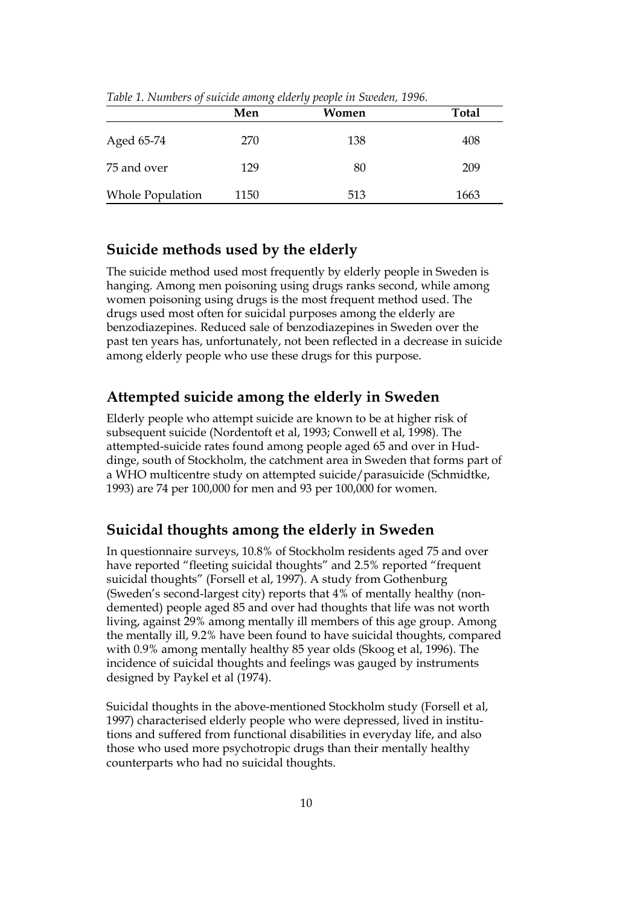*Table 1. Numbers of suicide among elderly people in Sweden, 1996.*

| | Men | Women | Total |
|---|---|---|---|
| Aged 65-74 | 270 | 138 | 408 |
| 75 and over | 129 | 80 | 209 |
| Whole Population | 1150 | 513 | 1663 |

## Suicide methods used by the elderly

The suicide method used most frequently by elderly people in Sweden is hanging. Among men poisoning using drugs ranks second, while among women poisoning using drugs is the most frequent method used. The drugs used most often for suicidal purposes among the elderly are benzodiazepines. Reduced sale of benzodiazepines in Sweden over the past ten years has, unfortunately, not been reflected in a decrease in suicide among elderly people who use these drugs for this purpose.

## Attempted suicide among the elderly in Sweden

Elderly people who attempt suicide are known to be at higher risk of subsequent suicide (Nordentoft et al, 1993; Conwell et al, 1998). The attempted-suicide rates found among people aged 65 and over in Huddinge, south of Stockholm, the catchment area in Sweden that forms part of a WHO multicentre study on attempted suicide/parasuicide (Schmidtke, 1993) are 74 per 100,000 for men and 93 per 100,000 for women.

## Suicidal thoughts among the elderly in Sweden

In questionnaire surveys, 10.8% of Stockholm residents aged 75 and over have reported "fleeting suicidal thoughts" and 2.5% reported "frequent suicidal thoughts" (Forsell et al, 1997). A study from Gothenburg (Sweden's second-largest city) reports that 4% of mentally healthy (non-demented) people aged 85 and over had thoughts that life was not worth living, against 29% among mentally ill members of this age group. Among the mentally ill, 9.2% have been found to have suicidal thoughts, compared with 0.9% among mentally healthy 85 year olds (Skoog et al, 1996). The incidence of suicidal thoughts and feelings was gauged by instruments designed by Paykel et al (1974).

Suicidal thoughts in the above-mentioned Stockholm study (Forsell et al, 1997) characterised elderly people who were depressed, lived in institutions and suffered from functional disabilities in everyday life, and also those who used more psychotropic drugs than their mentally healthy counterparts who had no suicidal thoughts.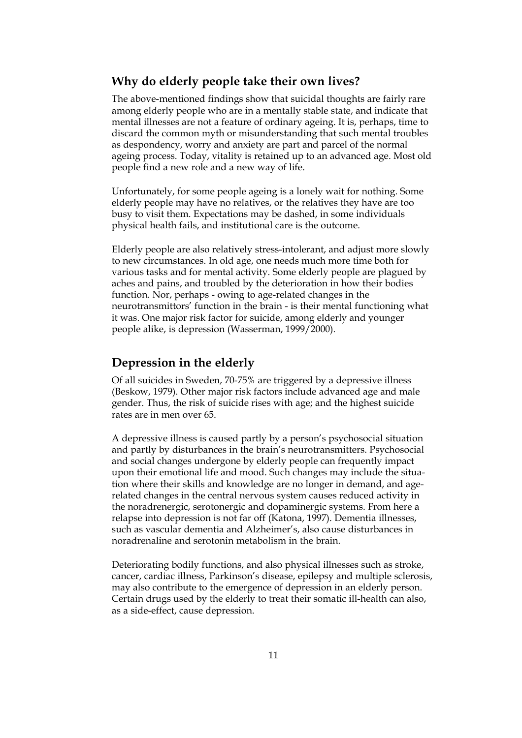## Why do elderly people take their own lives?

The above-mentioned findings show that suicidal thoughts are fairly rare among elderly people who are in a mentally stable state, and indicate that mental illnesses are not a feature of ordinary ageing. It is, perhaps, time to discard the common myth or misunderstanding that such mental troubles as despondency, worry and anxiety are part and parcel of the normal ageing process. Today, vitality is retained up to an advanced age. Most old people find a new role and a new way of life.

Unfortunately, for some people ageing is a lonely wait for nothing. Some elderly people may have no relatives, or the relatives they have are too busy to visit them. Expectations may be dashed, in some individuals physical health fails, and institutional care is the outcome.

Elderly people are also relatively stress-intolerant, and adjust more slowly to new circumstances. In old age, one needs much more time both for various tasks and for mental activity. Some elderly people are plagued by aches and pains, and troubled by the deterioration in how their bodies function. Nor, perhaps - owing to age-related changes in the neurotransmittors' function in the brain - is their mental functioning what it was. One major risk factor for suicide, among elderly and younger people alike, is depression (Wasserman, 1999/2000).

## Depression in the elderly

Of all suicides in Sweden, 70-75% are triggered by a depressive illness (Beskow, 1979). Other major risk factors include advanced age and male gender. Thus, the risk of suicide rises with age; and the highest suicide rates are in men over 65.

A depressive illness is caused partly by a person's psychosocial situation and partly by disturbances in the brain's neurotransmitters. Psychosocial and social changes undergone by elderly people can frequently impact upon their emotional life and mood. Such changes may include the situation where their skills and knowledge are no longer in demand, and age-related changes in the central nervous system causes reduced activity in the noradrenergic, serotonergic and dopaminergic systems. From here a relapse into depression is not far off (Katona, 1997). Dementia illnesses, such as vascular dementia and Alzheimer's, also cause disturbances in noradrenaline and serotonin metabolism in the brain.

Deteriorating bodily functions, and also physical illnesses such as stroke, cancer, cardiac illness, Parkinson's disease, epilepsy and multiple sclerosis, may also contribute to the emergence of depression in an elderly person. Certain drugs used by the elderly to treat their somatic ill-health can also, as a side-effect, cause depression.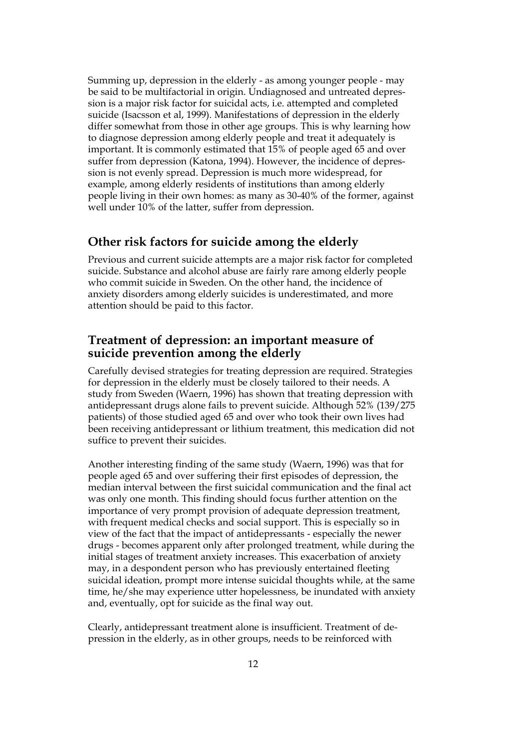Summing up, depression in the elderly - as among younger people - may be said to be multifactorial in origin. Undiagnosed and untreated depression is a major risk factor for suicidal acts, i.e. attempted and completed suicide (Isacsson et al, 1999). Manifestations of depression in the elderly differ somewhat from those in other age groups. This is why learning how to diagnose depression among elderly people and treat it adequately is important. It is commonly estimated that 15% of people aged 65 and over suffer from depression (Katona, 1994). However, the incidence of depression is not evenly spread. Depression is much more widespread, for example, among elderly residents of institutions than among elderly people living in their own homes: as many as 30-40% of the former, against well under 10% of the latter, suffer from depression.

## Other risk factors for suicide among the elderly

Previous and current suicide attempts are a major risk factor for completed suicide. Substance and alcohol abuse are fairly rare among elderly people who commit suicide in Sweden. On the other hand, the incidence of anxiety disorders among elderly suicides is underestimated, and more attention should be paid to this factor.

## Treatment of depression: an important measure of suicide prevention among the elderly

Carefully devised strategies for treating depression are required. Strategies for depression in the elderly must be closely tailored to their needs. A study from Sweden (Waern, 1996) has shown that treating depression with antidepressant drugs alone fails to prevent suicide. Although 52% (139/275 patients) of those studied aged 65 and over who took their own lives had been receiving antidepressant or lithium treatment, this medication did not suffice to prevent their suicides.

Another interesting finding of the same study (Waern, 1996) was that for people aged 65 and over suffering their first episodes of depression, the median interval between the first suicidal communication and the final act was only one month. This finding should focus further attention on the importance of very prompt provision of adequate depression treatment, with frequent medical checks and social support. This is especially so in view of the fact that the impact of antidepressants - especially the newer drugs - becomes apparent only after prolonged treatment, while during the initial stages of treatment anxiety increases. This exacerbation of anxiety may, in a despondent person who has previously entertained fleeting suicidal ideation, prompt more intense suicidal thoughts while, at the same time, he/she may experience utter hopelessness, be inundated with anxiety and, eventually, opt for suicide as the final way out.

Clearly, antidepressant treatment alone is insufficient. Treatment of depression in the elderly, as in other groups, needs to be reinforced with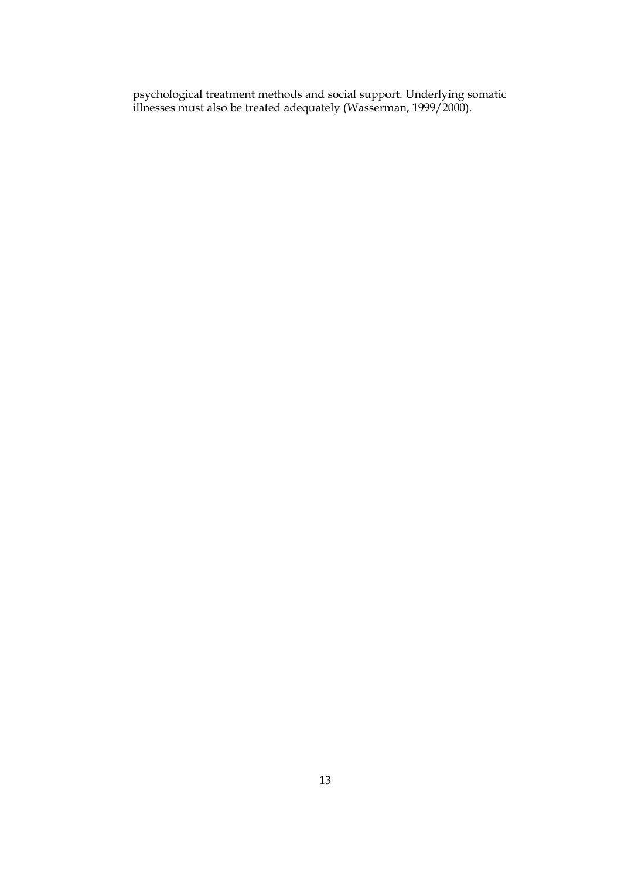psychological treatment methods and social support. Underlying somatic illnesses must also be treated adequately (Wasserman, 1999/2000).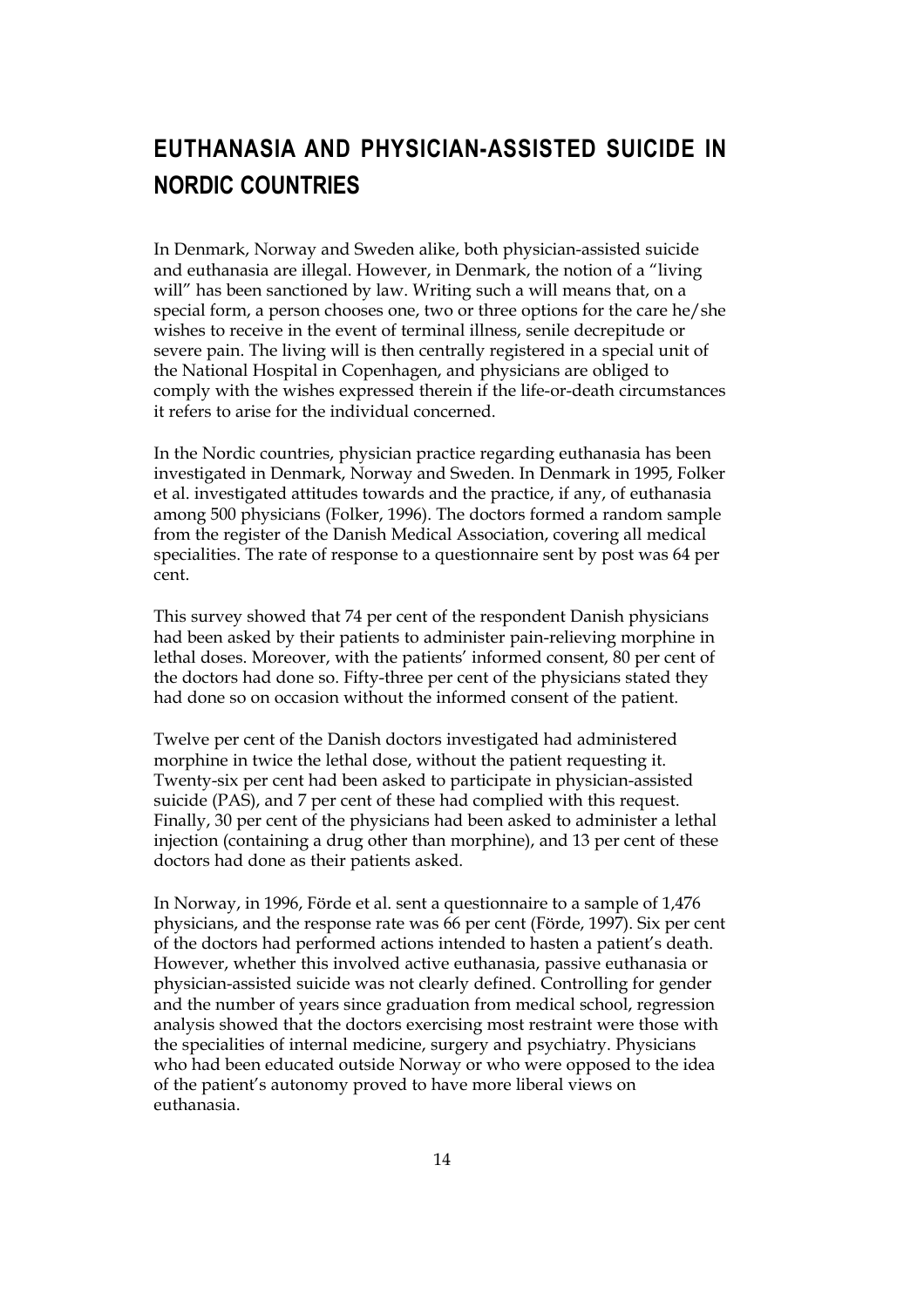# EUTHANASIA AND PHYSICIAN-ASSISTED SUICIDE IN NORDIC COUNTRIES

In Denmark, Norway and Sweden alike, both physician-assisted suicide and euthanasia are illegal. However, in Denmark, the notion of a "living will" has been sanctioned by law. Writing such a will means that, on a special form, a person chooses one, two or three options for the care he/she wishes to receive in the event of terminal illness, senile decrepitude or severe pain. The living will is then centrally registered in a special unit of the National Hospital in Copenhagen, and physicians are obliged to comply with the wishes expressed therein if the life-or-death circumstances it refers to arise for the individual concerned.

In the Nordic countries, physician practice regarding euthanasia has been investigated in Denmark, Norway and Sweden. In Denmark in 1995, Folker et al. investigated attitudes towards and the practice, if any, of euthanasia among 500 physicians (Folker, 1996). The doctors formed a random sample from the register of the Danish Medical Association, covering all medical specialities. The rate of response to a questionnaire sent by post was 64 per cent.

This survey showed that 74 per cent of the respondent Danish physicians had been asked by their patients to administer pain-relieving morphine in lethal doses. Moreover, with the patients' informed consent, 80 per cent of the doctors had done so. Fifty-three per cent of the physicians stated they had done so on occasion without the informed consent of the patient.

Twelve per cent of the Danish doctors investigated had administered morphine in twice the lethal dose, without the patient requesting it. Twenty-six per cent had been asked to participate in physician-assisted suicide (PAS), and 7 per cent of these had complied with this request. Finally, 30 per cent of the physicians had been asked to administer a lethal injection (containing a drug other than morphine), and 13 per cent of these doctors had done as their patients asked.

In Norway, in 1996, Förde et al. sent a questionnaire to a sample of 1,476 physicians, and the response rate was 66 per cent (Förde, 1997). Six per cent of the doctors had performed actions intended to hasten a patient's death. However, whether this involved active euthanasia, passive euthanasia or physician-assisted suicide was not clearly defined. Controlling for gender and the number of years since graduation from medical school, regression analysis showed that the doctors exercising most restraint were those with the specialities of internal medicine, surgery and psychiatry. Physicians who had been educated outside Norway or who were opposed to the idea of the patient's autonomy proved to have more liberal views on euthanasia.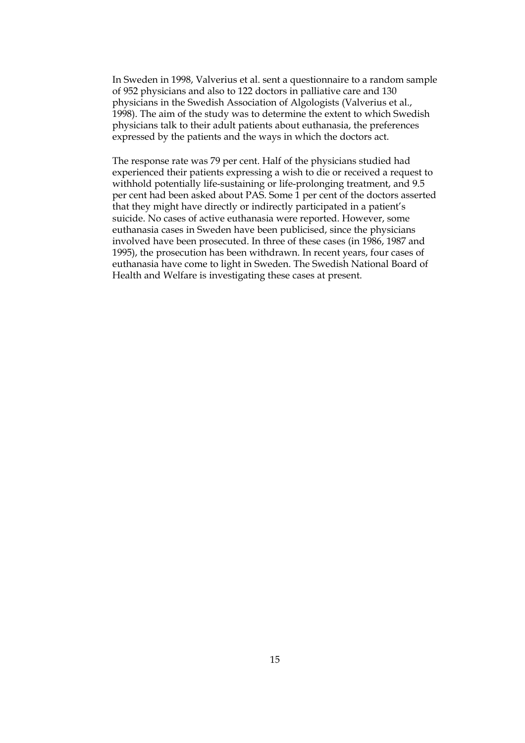In Sweden in 1998, Valverius et al. sent a questionnaire to a random sample of 952 physicians and also to 122 doctors in palliative care and 130 physicians in the Swedish Association of Algologists (Valverius et al., 1998). The aim of the study was to determine the extent to which Swedish physicians talk to their adult patients about euthanasia, the preferences expressed by the patients and the ways in which the doctors act.

The response rate was 79 per cent. Half of the physicians studied had experienced their patients expressing a wish to die or received a request to withhold potentially life-sustaining or life-prolonging treatment, and 9.5 per cent had been asked about PAS. Some 1 per cent of the doctors asserted that they might have directly or indirectly participated in a patient's suicide. No cases of active euthanasia were reported. However, some euthanasia cases in Sweden have been publicised, since the physicians involved have been prosecuted. In three of these cases (in 1986, 1987 and 1995), the prosecution has been withdrawn. In recent years, four cases of euthanasia have come to light in Sweden. The Swedish National Board of Health and Welfare is investigating these cases at present.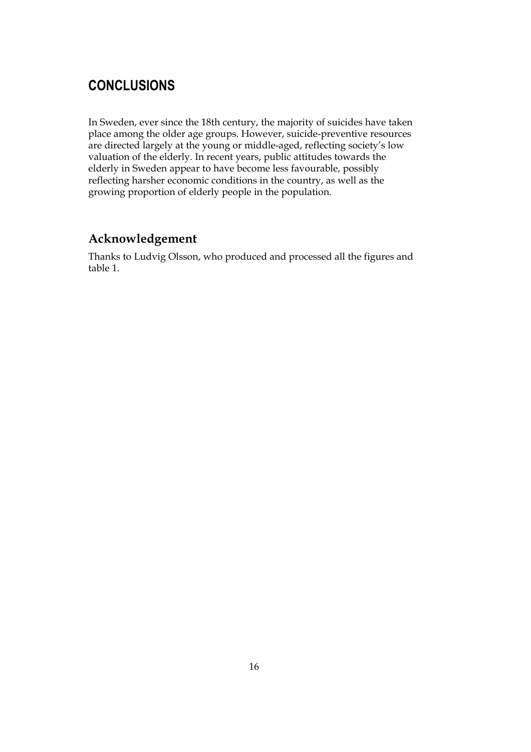## CONCLUSIONS

In Sweden, ever since the 18th century, the majority of suicides have taken place among the older age groups. However, suicide-preventive resources are directed largely at the young or middle-aged, reflecting society's low valuation of the elderly. In recent years, public attitudes towards the elderly in Sweden appear to have become less favourable, possibly reflecting harsher economic conditions in the country, as well as the growing proportion of elderly people in the population.

### Acknowledgement

Thanks to Ludvig Olsson, who produced and processed all the figures and table 1.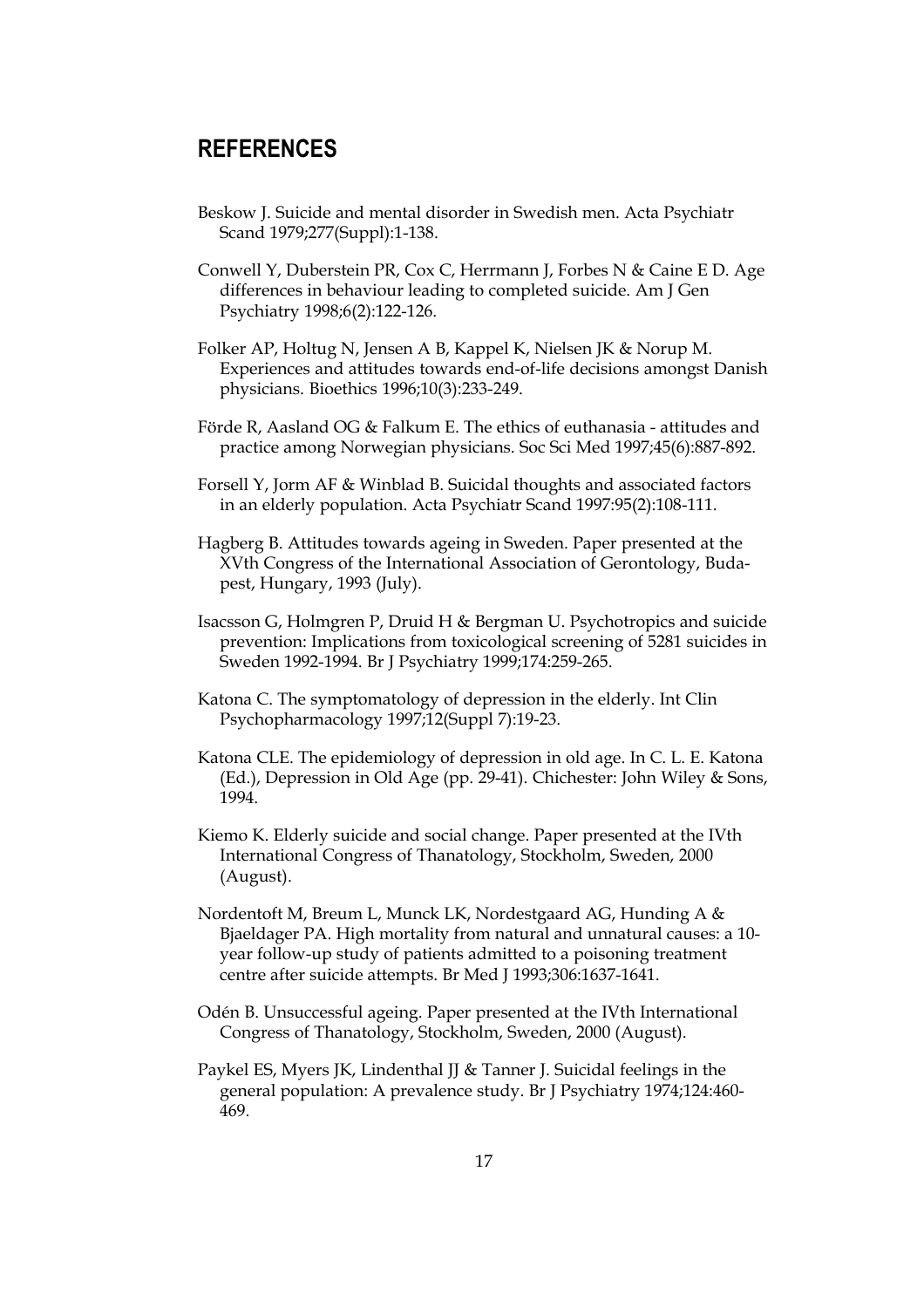## REFERENCES

Beskow J. Suicide and mental disorder in Swedish men. Acta Psychiatr Scand 1979;277(Suppl):1-138.

Conwell Y, Duberstein PR, Cox C, Herrmann J, Forbes N & Caine E D. Age differences in behaviour leading to completed suicide. Am J Gen Psychiatry 1998;6(2):122-126.

Folker AP, Holtug N, Jensen A B, Kappel K, Nielsen JK & Norup M. Experiences and attitudes towards end-of-life decisions amongst Danish physicians. Bioethics 1996;10(3):233-249.

Förde R, Aasland OG & Falkum E. The ethics of euthanasia - attitudes and practice among Norwegian physicians. Soc Sci Med 1997;45(6):887-892.

Forsell Y, Jorm AF & Winblad B. Suicidal thoughts and associated factors in an elderly population. Acta Psychiatr Scand 1997:95(2):108-111.

Hagberg B. Attitudes towards ageing in Sweden. Paper presented at the XVth Congress of the International Association of Gerontology, Budapest, Hungary, 1993 (July).

Isacsson G, Holmgren P, Druid H & Bergman U. Psychotropics and suicide prevention: Implications from toxicological screening of 5281 suicides in Sweden 1992-1994. Br J Psychiatry 1999;174:259-265.

Katona C. The symptomatology of depression in the elderly. Int Clin Psychopharmacology 1997;12(Suppl 7):19-23.

Katona CLE. The epidemiology of depression in old age. In C. L. E. Katona (Ed.), Depression in Old Age (pp. 29-41). Chichester: John Wiley & Sons, 1994.

Kiemo K. Elderly suicide and social change. Paper presented at the IVth International Congress of Thanatology, Stockholm, Sweden, 2000 (August).

Nordentoft M, Breum L, Munck LK, Nordestgaard AG, Hunding A & Bjaeldager PA. High mortality from natural and unnatural causes: a 10-year follow-up study of patients admitted to a poisoning treatment centre after suicide attempts. Br Med J 1993;306:1637-1641.

Odén B. Unsuccessful ageing. Paper presented at the IVth International Congress of Thanatology, Stockholm, Sweden, 2000 (August).

Paykel ES, Myers JK, Lindenthal JJ & Tanner J. Suicidal feelings in the general population: A prevalence study. Br J Psychiatry 1974;124:460-469.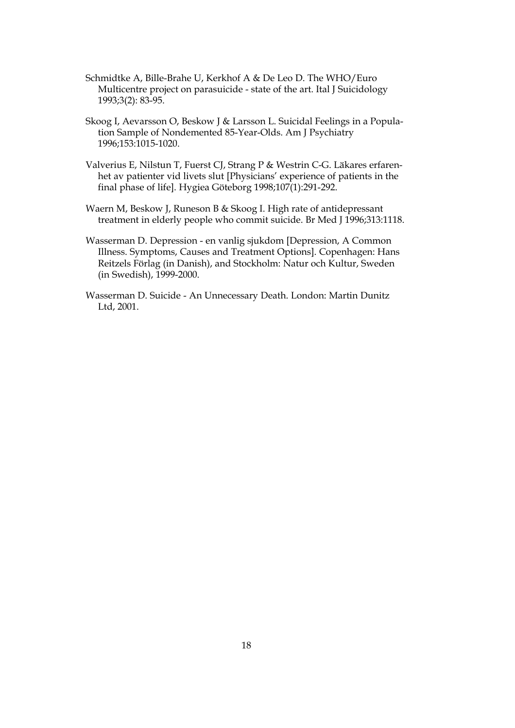Schmidtke A, Bille-Brahe U, Kerkhof A & De Leo D. The WHO/Euro Multicentre project on parasuicide - state of the art. Ital J Suicidology 1993;3(2): 83-95.

Skoog I, Aevarsson O, Beskow J & Larsson L. Suicidal Feelings in a Population Sample of Nondemented 85-Year-Olds. Am J Psychiatry 1996;153:1015-1020.

Valverius E, Nilstun T, Fuerst CJ, Strang P & Westrin C-G. Läkares erfarenhet av patienter vid livets slut [Physicians' experience of patients in the final phase of life]. Hygiea Göteborg 1998;107(1):291-292.

Waern M, Beskow J, Runeson B & Skoog I. High rate of antidepressant treatment in elderly people who commit suicide. Br Med J 1996;313:1118.

Wasserman D. Depression - en vanlig sjukdom [Depression, A Common Illness. Symptoms, Causes and Treatment Options]. Copenhagen: Hans Reitzels Förlag (in Danish), and Stockholm: Natur och Kultur, Sweden (in Swedish), 1999-2000.

Wasserman D. Suicide - An Unnecessary Death. London: Martin Dunitz Ltd, 2001.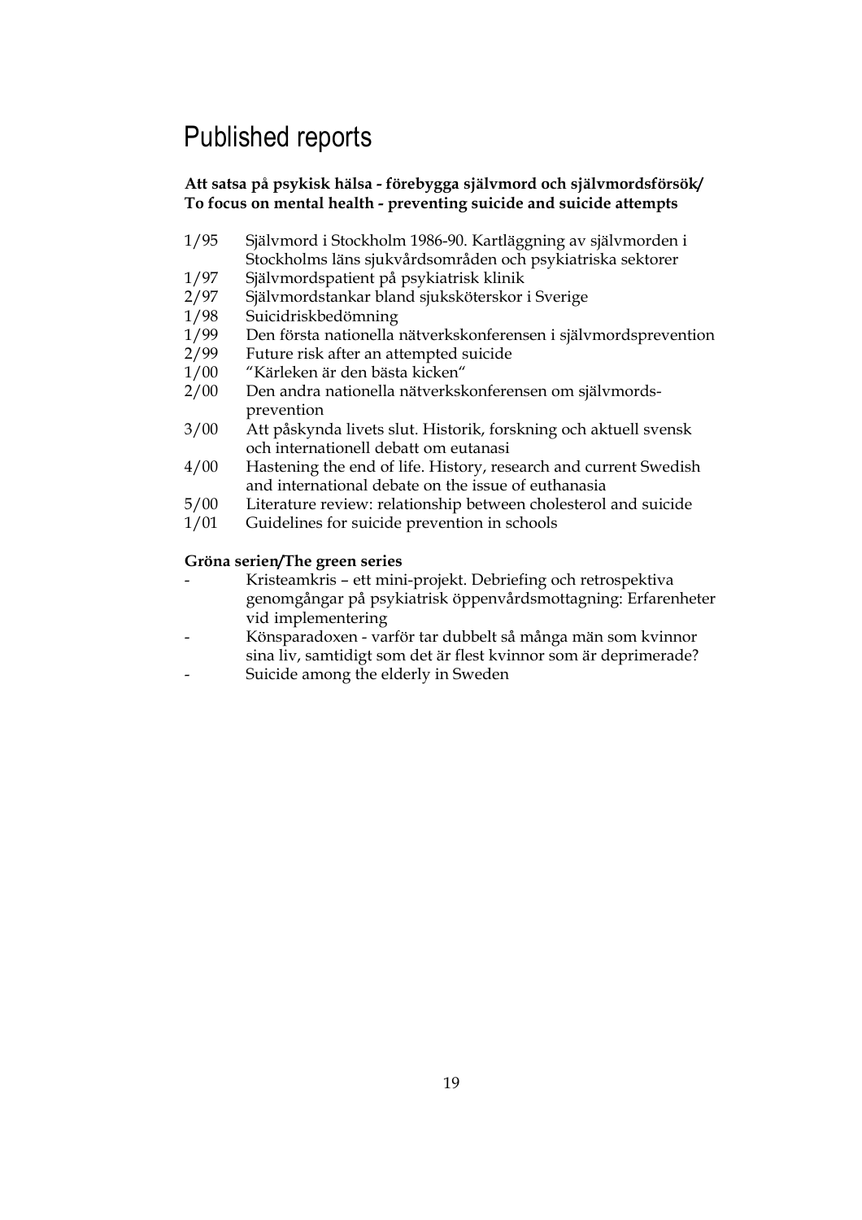# Published reports

**Att satsa på psykisk hälsa - förebygga självmord och självmordsförsök/ To focus on mental health - preventing suicide and suicide attempts**

| | |
|---|---|
| 1/95 | Självmord i Stockholm 1986-90. Kartläggning av självmorden i Stockholms läns sjukvårdsområden och psykiatriska sektorer |
| 1/97 | Självmordspatient på psykiatrisk klinik |
| 2/97 | Självmordstankar bland sjuksköterskor i Sverige |
| 1/98 | Suicidriskbedömning |
| 1/99 | Den första nationella nätverkskonferensen i självmordsprevention |
| 2/99 | Future risk after an attempted suicide |
| 1/00 | "Kärleken är den bästa kicken" |
| 2/00 | Den andra nationella nätverkskonferensen om självmords-prevention |
| 3/00 | Att påskynda livets slut. Historik, forskning och aktuell svensk och internationell debatt om eutanasi |
| 4/00 | Hastening the end of life. History, research and current Swedish and international debate on the issue of euthanasia |
| 5/00 | Literature review: relationship between cholesterol and suicide |
| 1/01 | Guidelines for suicide prevention in schools |

**Gröna serien/The green series**

- Kristeamkris – ett mini-projekt. Debriefing och retrospektiva genomgångar på psykiatrisk öppenvårdsmottagning: Erfarenheter vid implementering
- Könsparadoxen - varför tar dubbelt så många män som kvinnor sina liv, samtidigt som det är flest kvinnor som är deprimerade?
- Suicide among the elderly in Sweden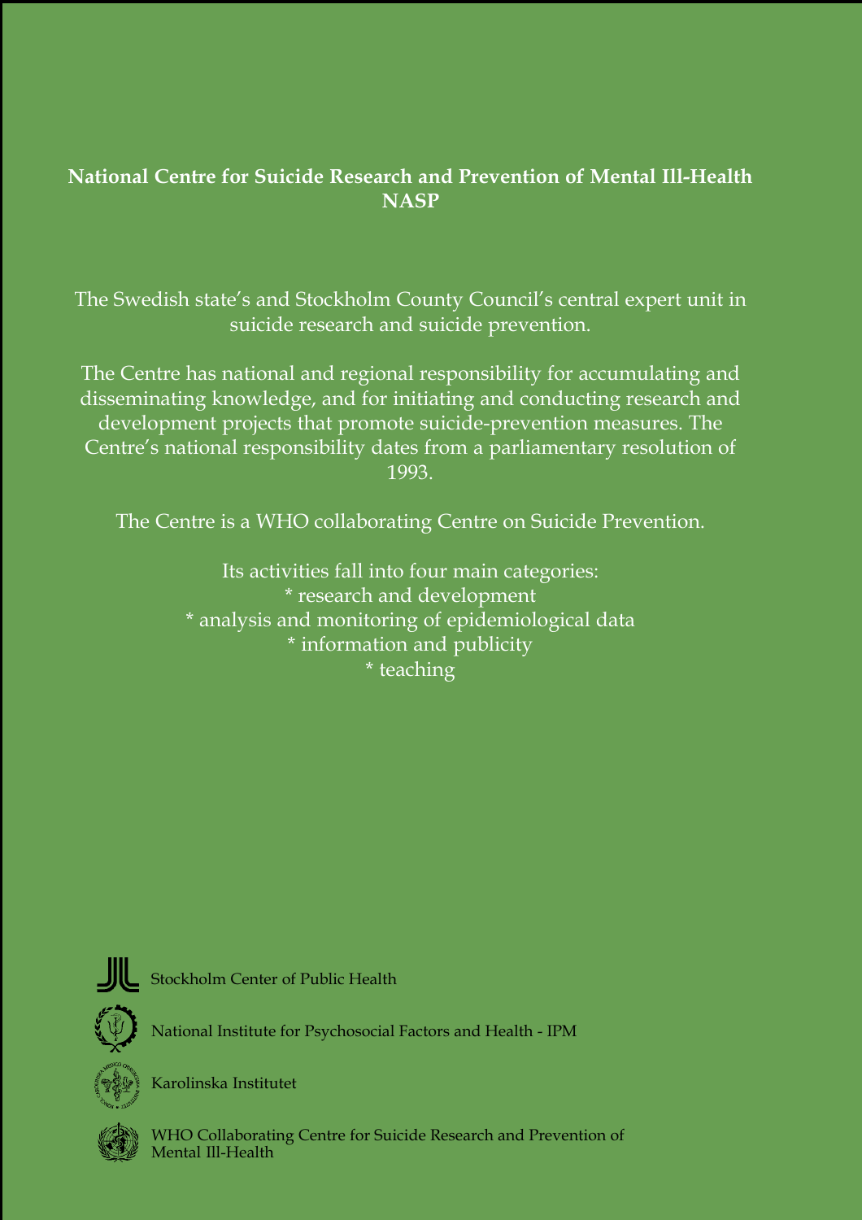**National Centre for Suicide Research and Prevention of Mental Ill-Health**
**NASP**

The Swedish state's and Stockholm County Council's central expert unit in suicide research and suicide prevention.

The Centre has national and regional responsibility for accumulating and disseminating knowledge, and for initiating and conducting research and development projects that promote suicide-prevention measures. The Centre's national responsibility dates from a parliamentary resolution of 1993.

The Centre is a WHO collaborating Centre on Suicide Prevention.

Its activities fall into four main categories:
* research and development
* analysis and monitoring of epidemiological data
* information and publicity
* teaching

Stockholm Center of Public Health

National Institute for Psychosocial Factors and Health - IPM

Karolinska Institutet

WHO Collaborating Centre for Suicide Research and Prevention of Mental Ill-Health